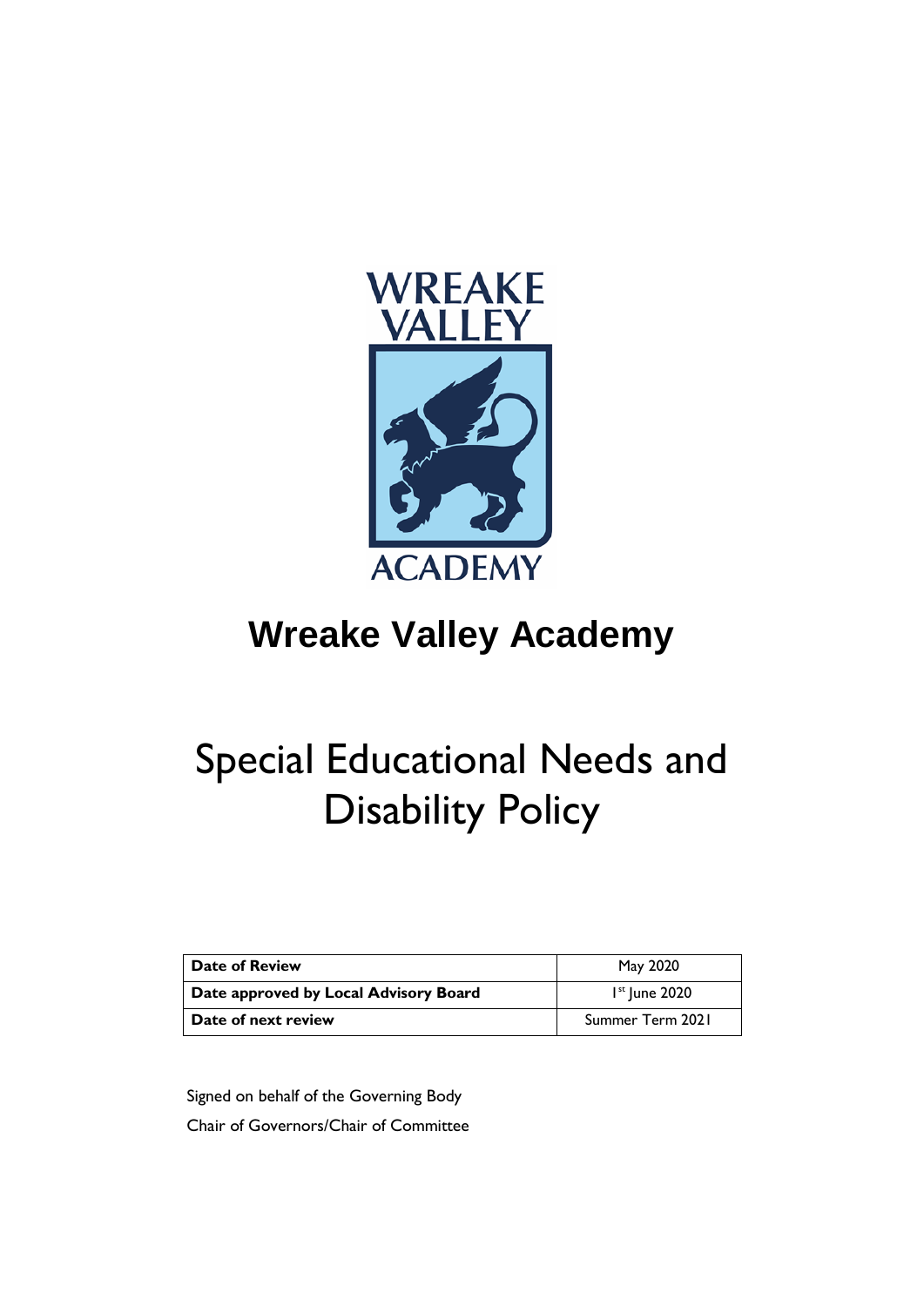WREAKE VALLEY ACADEMY

# Wreake Valley Academy

# Special Educational Needs and Disability Policy

| | |
|---|---|
| **Date of Review** | May 2020 |
| **Date approved by Local Advisory Board** | 1st June 2020 |
| **Date of next review** | Summer Term 2021 |

Signed on behalf of the Governing Body

Chair of Governors/Chair of Committee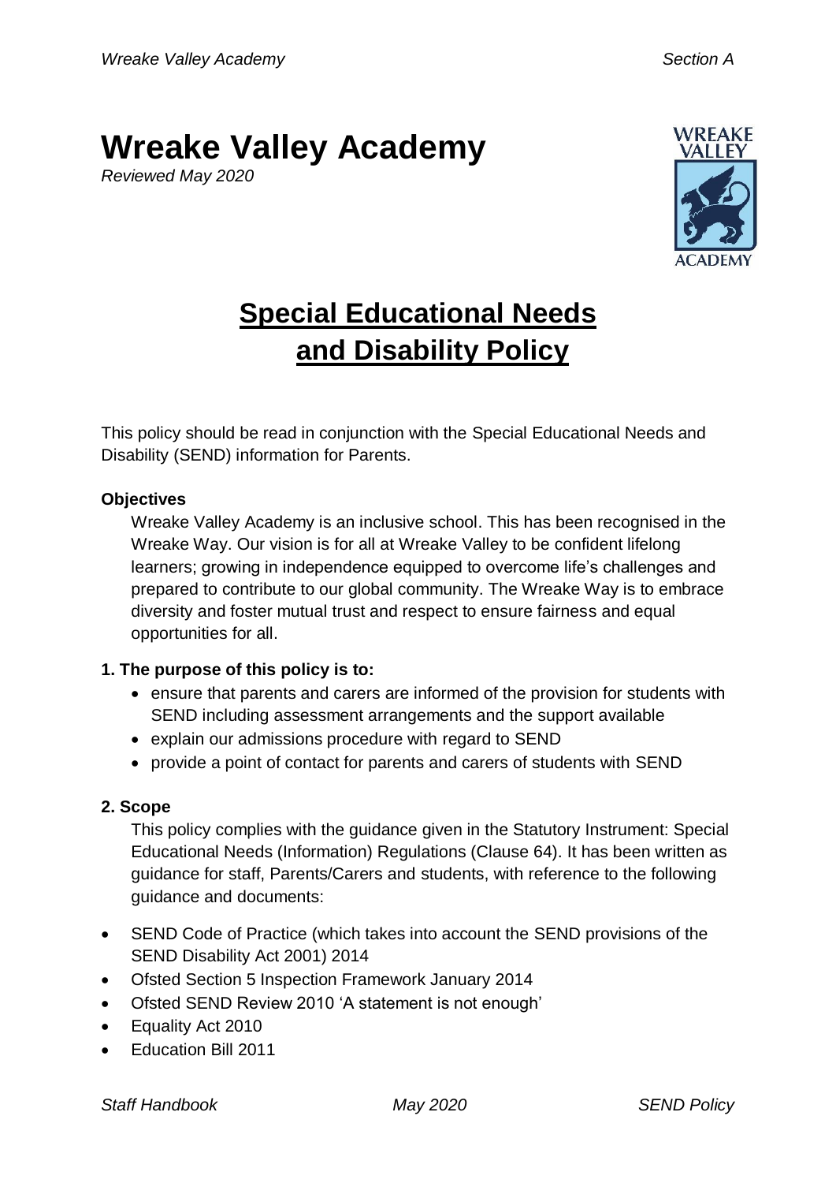# Wreake Valley Academy

*Reviewed May 2020*

## Special Educational Needs and Disability Policy

This policy should be read in conjunction with the Special Educational Needs and Disability (SEND) information for Parents.

**Objectives**

Wreake Valley Academy is an inclusive school. This has been recognised in the Wreake Way. Our vision is for all at Wreake Valley to be confident lifelong learners; growing in independence equipped to overcome life's challenges and prepared to contribute to our global community. The Wreake Way is to embrace diversity and foster mutual trust and respect to ensure fairness and equal opportunities for all.

**1. The purpose of this policy is to:**

- ensure that parents and carers are informed of the provision for students with SEND including assessment arrangements and the support available
- explain our admissions procedure with regard to SEND
- provide a point of contact for parents and carers of students with SEND

**2. Scope**

This policy complies with the guidance given in the Statutory Instrument: Special Educational Needs (Information) Regulations (Clause 64). It has been written as guidance for staff, Parents/Carers and students, with reference to the following guidance and documents:

- SEND Code of Practice (which takes into account the SEND provisions of the SEND Disability Act 2001) 2014
- Ofsted Section 5 Inspection Framework January 2014
- Ofsted SEND Review 2010 'A statement is not enough'
- Equality Act 2010
- Education Bill 2011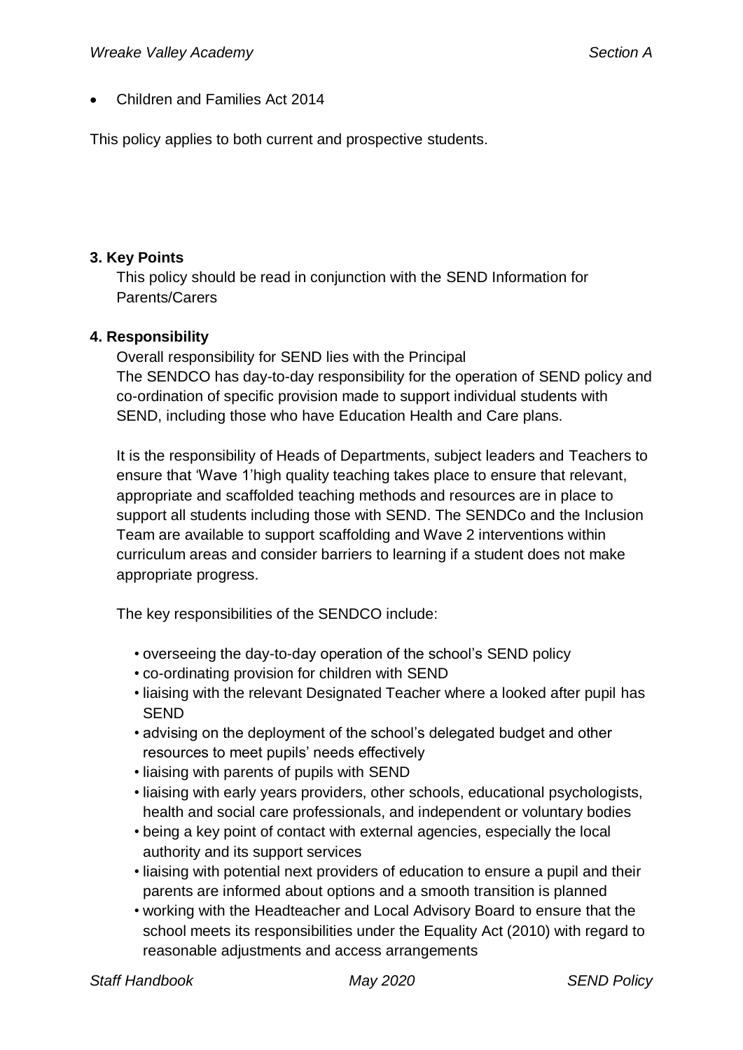- Children and Families Act 2014

This policy applies to both current and prospective students.

**3. Key Points**

This policy should be read in conjunction with the SEND Information for Parents/Carers

**4. Responsibility**

Overall responsibility for SEND lies with the Principal
The SENDCO has day-to-day responsibility for the operation of SEND policy and co-ordination of specific provision made to support individual students with SEND, including those who have Education Health and Care plans.

It is the responsibility of Heads of Departments, subject leaders and Teachers to ensure that 'Wave 1'high quality teaching takes place to ensure that relevant, appropriate and scaffolded teaching methods and resources are in place to support all students including those with SEND. The SENDCo and the Inclusion Team are available to support scaffolding and Wave 2 interventions within curriculum areas and consider barriers to learning if a student does not make appropriate progress.

The key responsibilities of the SENDCO include:

- overseeing the day-to-day operation of the school's SEND policy
- co-ordinating provision for children with SEND
- liaising with the relevant Designated Teacher where a looked after pupil has SEND
- advising on the deployment of the school's delegated budget and other resources to meet pupils' needs effectively
- liaising with parents of pupils with SEND
- liaising with early years providers, other schools, educational psychologists, health and social care professionals, and independent or voluntary bodies
- being a key point of contact with external agencies, especially the local authority and its support services
- liaising with potential next providers of education to ensure a pupil and their parents are informed about options and a smooth transition is planned
- working with the Headteacher and Local Advisory Board to ensure that the school meets its responsibilities under the Equality Act (2010) with regard to reasonable adjustments and access arrangements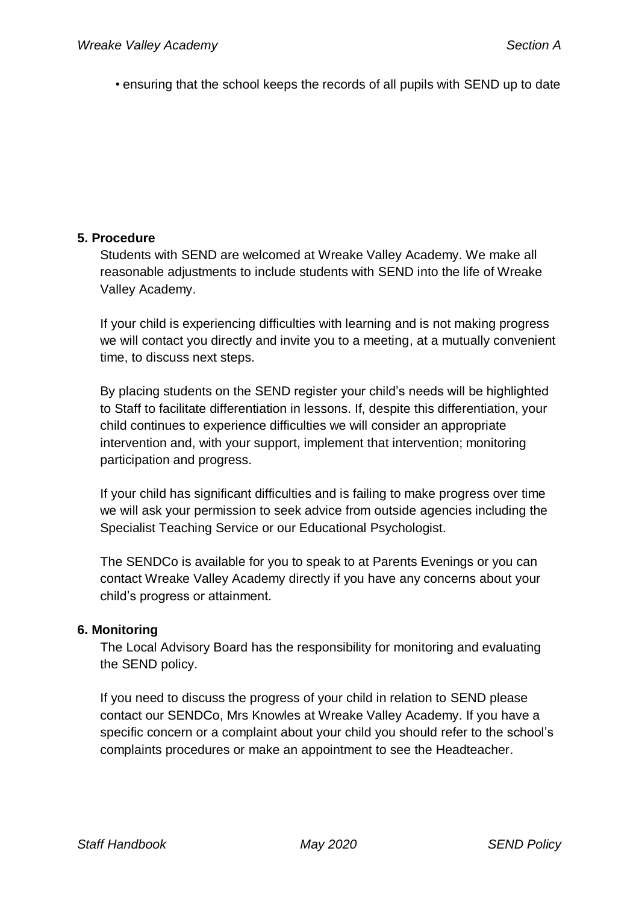- ensuring that the school keeps the records of all pupils with SEND up to date

**5. Procedure**

Students with SEND are welcomed at Wreake Valley Academy. We make all reasonable adjustments to include students with SEND into the life of Wreake Valley Academy.

If your child is experiencing difficulties with learning and is not making progress we will contact you directly and invite you to a meeting, at a mutually convenient time, to discuss next steps.

By placing students on the SEND register your child's needs will be highlighted to Staff to facilitate differentiation in lessons. If, despite this differentiation, your child continues to experience difficulties we will consider an appropriate intervention and, with your support, implement that intervention; monitoring participation and progress.

If your child has significant difficulties and is failing to make progress over time we will ask your permission to seek advice from outside agencies including the Specialist Teaching Service or our Educational Psychologist.

The SENDCo is available for you to speak to at Parents Evenings or you can contact Wreake Valley Academy directly if you have any concerns about your child's progress or attainment.

**6. Monitoring**

The Local Advisory Board has the responsibility for monitoring and evaluating the SEND policy.

If you need to discuss the progress of your child in relation to SEND please contact our SENDCo, Mrs Knowles at Wreake Valley Academy. If you have a specific concern or a complaint about your child you should refer to the school's complaints procedures or make an appointment to see the Headteacher.